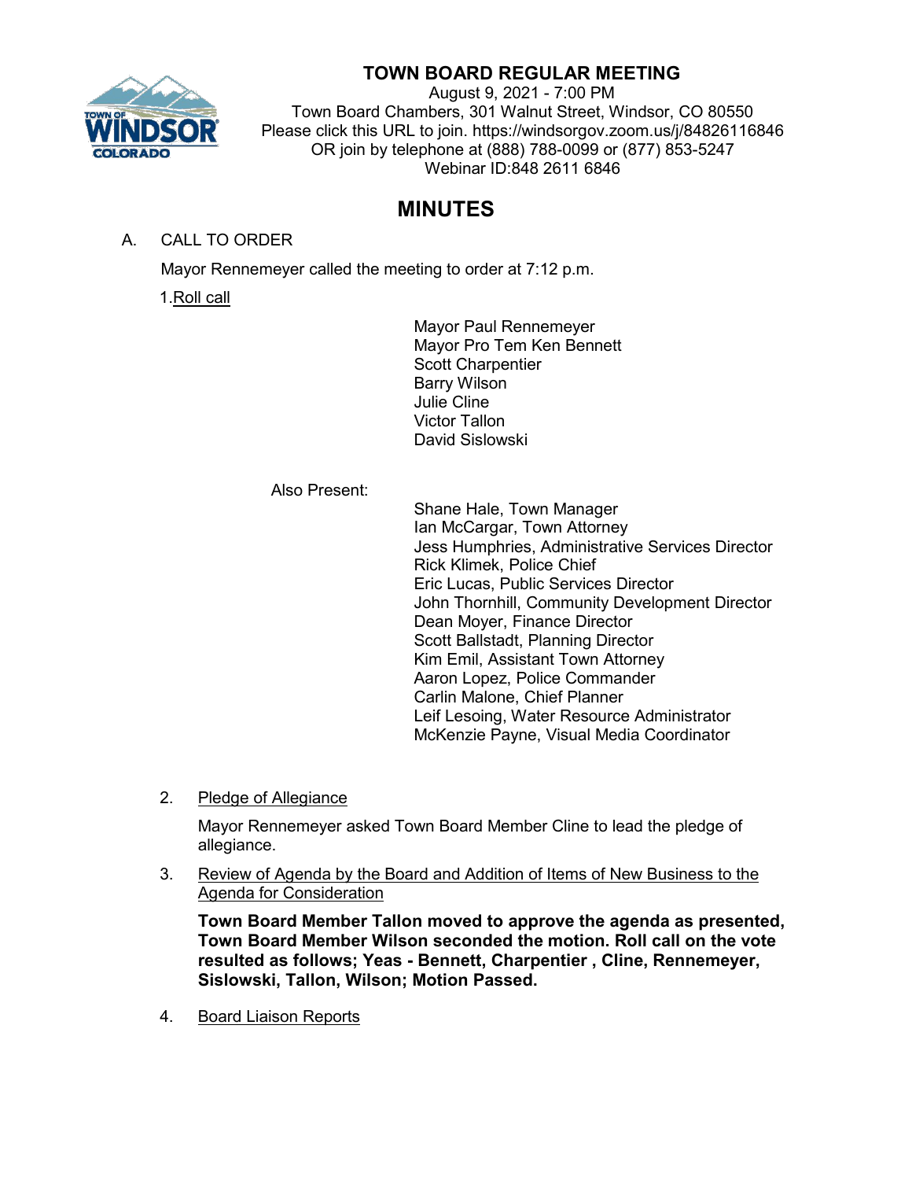# TOWN BOARD REGULAR MEETING

August 9, 2021 - 7:00 PM
Town Board Chambers, 301 Walnut Street, Windsor, CO 80550
Please click this URL to join. https://windsorgov.zoom.us/j/84826116846
OR join by telephone at (888) 788-0099 or (877) 853-5247
Webinar ID:848 2611 6846

# MINUTES

A. CALL TO ORDER

Mayor Rennemeyer called the meeting to order at 7:12 p.m.

1. Roll call

Mayor Paul Rennemeyer
Mayor Pro Tem Ken Bennett
Scott Charpentier
Barry Wilson
Julie Cline
Victor Tallon
David Sislowski

Also Present:

Shane Hale, Town Manager
Ian McCargar, Town Attorney
Jess Humphries, Administrative Services Director
Rick Klimek, Police Chief
Eric Lucas, Public Services Director
John Thornhill, Community Development Director
Dean Moyer, Finance Director
Scott Ballstadt, Planning Director
Kim Emil, Assistant Town Attorney
Aaron Lopez, Police Commander
Carlin Malone, Chief Planner
Leif Lesoing, Water Resource Administrator
McKenzie Payne, Visual Media Coordinator

2. Pledge of Allegiance

Mayor Rennemeyer asked Town Board Member Cline to lead the pledge of allegiance.

3. Review of Agenda by the Board and Addition of Items of New Business to the Agenda for Consideration

**Town Board Member Tallon moved to approve the agenda as presented, Town Board Member Wilson seconded the motion. Roll call on the vote resulted as follows; Yeas - Bennett, Charpentier , Cline, Rennemeyer, Sislowski, Tallon, Wilson; Motion Passed.**

4. Board Liaison Reports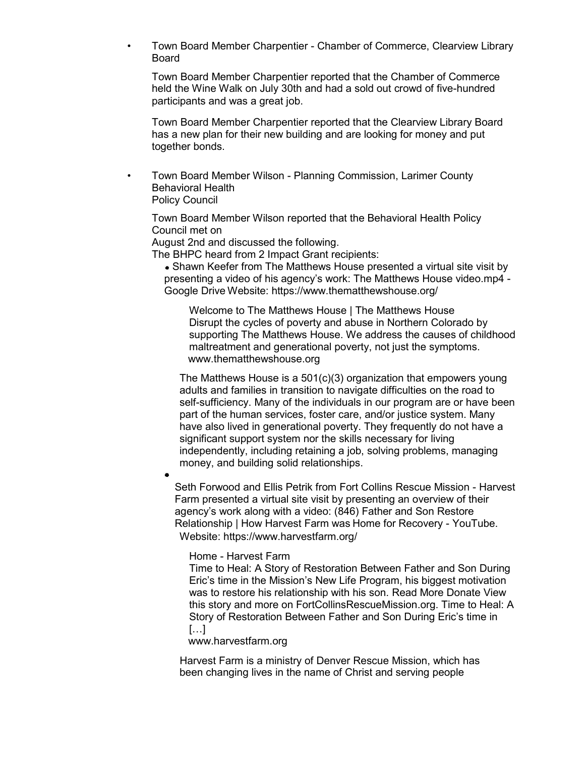- Town Board Member Charpentier - Chamber of Commerce, Clearview Library Board

  Town Board Member Charpentier reported that the Chamber of Commerce held the Wine Walk on July 30th and had a sold out crowd of five-hundred participants and was a great job.

  Town Board Member Charpentier reported that the Clearview Library Board has a new plan for their new building and are looking for money and put together bonds.

- Town Board Member Wilson - Planning Commission, Larimer County Behavioral Health Policy Council

  Town Board Member Wilson reported that the Behavioral Health Policy Council met on August 2nd and discussed the following.
  The BHPC heard from 2 Impact Grant recipients:

  - Shawn Keefer from The Matthews House presented a virtual site visit by presenting a video of his agency's work: The Matthews House video.mp4 - Google Drive Website: https://www.thematthewshouse.org/

    Welcome to The Matthews House | The Matthews House
    Disrupt the cycles of poverty and abuse in Northern Colorado by supporting The Matthews House. We address the causes of childhood maltreatment and generational poverty, not just the symptoms.
    www.thematthewshouse.org

    The Matthews House is a 501(c)(3) organization that empowers young adults and families in transition to navigate difficulties on the road to self-sufficiency. Many of the individuals in our program are or have been part of the human services, foster care, and/or justice system. Many have also lived in generational poverty. They frequently do not have a significant support system nor the skills necessary for living independently, including retaining a job, solving problems, managing money, and building solid relationships.

  - Seth Forwood and Ellis Petrik from Fort Collins Rescue Mission - Harvest Farm presented a virtual site visit by presenting an overview of their agency's work along with a video: (846) Father and Son Restore Relationship | How Harvest Farm was Home for Recovery - YouTube. Website: https://www.harvestfarm.org/

    Home - Harvest Farm
    Time to Heal: A Story of Restoration Between Father and Son During Eric's time in the Mission's New Life Program, his biggest motivation was to restore his relationship with his son. Read More Donate View this story and more on FortCollinsRescueMission.org. Time to Heal: A Story of Restoration Between Father and Son During Eric's time in […]
    www.harvestfarm.org

    Harvest Farm is a ministry of Denver Rescue Mission, which has been changing lives in the name of Christ and serving people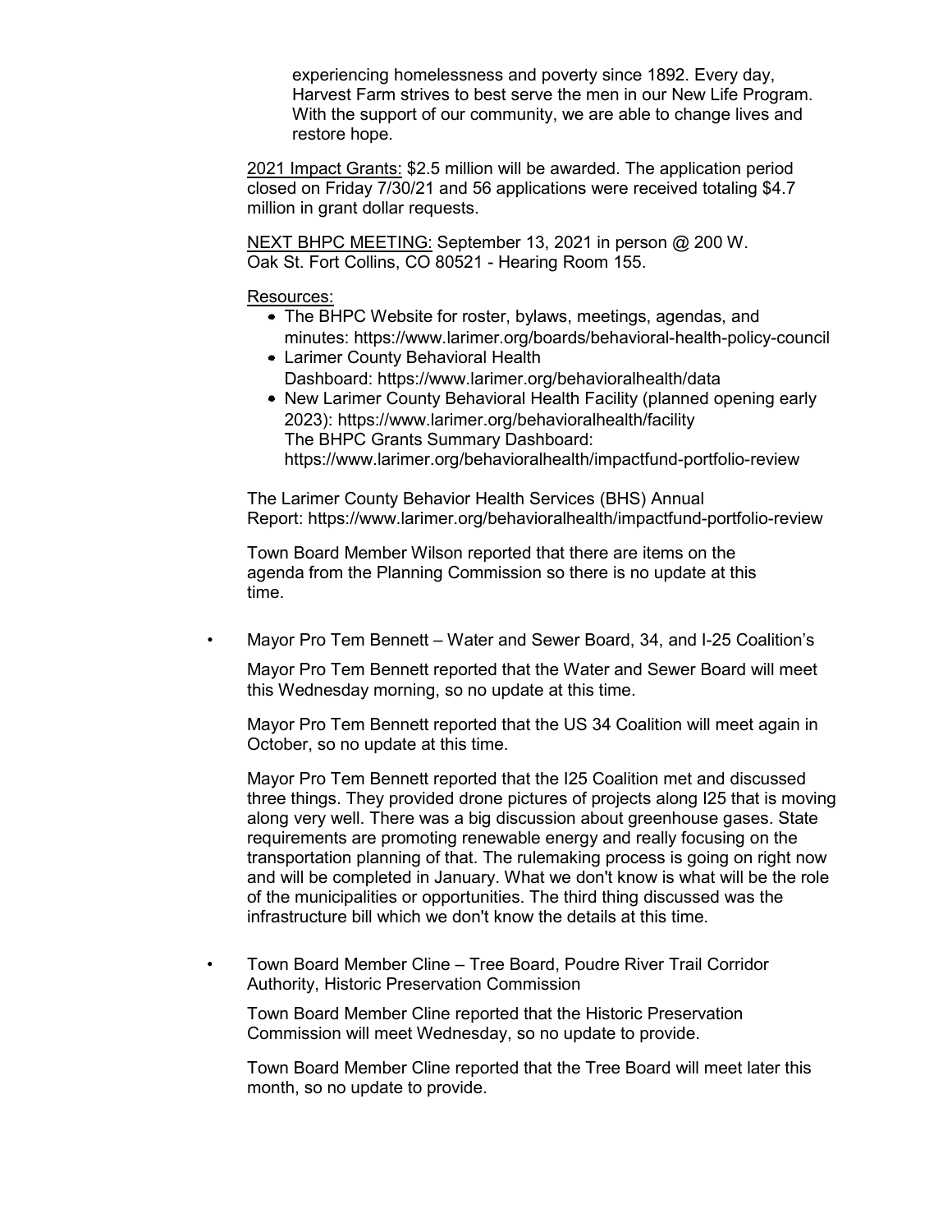experiencing homelessness and poverty since 1892. Every day, Harvest Farm strives to best serve the men in our New Life Program. With the support of our community, we are able to change lives and restore hope.

2021 Impact Grants: $2.5 million will be awarded. The application period closed on Friday 7/30/21 and 56 applications were received totaling $4.7 million in grant dollar requests.

NEXT BHPC MEETING: September 13, 2021 in person @ 200 W. Oak St. Fort Collins, CO 80521 - Hearing Room 155.

Resources:

- The BHPC Website for roster, bylaws, meetings, agendas, and minutes: https://www.larimer.org/boards/behavioral-health-policy-council
- Larimer County Behavioral Health Dashboard: https://www.larimer.org/behavioralhealth/data
- New Larimer County Behavioral Health Facility (planned opening early 2023): https://www.larimer.org/behavioralhealth/facility
  The BHPC Grants Summary Dashboard: https://www.larimer.org/behavioralhealth/impactfund-portfolio-review

The Larimer County Behavior Health Services (BHS) Annual Report: https://www.larimer.org/behavioralhealth/impactfund-portfolio-review

Town Board Member Wilson reported that there are items on the agenda from the Planning Commission so there is no update at this time.

- Mayor Pro Tem Bennett – Water and Sewer Board, 34, and I-25 Coalition's

  Mayor Pro Tem Bennett reported that the Water and Sewer Board will meet this Wednesday morning, so no update at this time.

  Mayor Pro Tem Bennett reported that the US 34 Coalition will meet again in October, so no update at this time.

  Mayor Pro Tem Bennett reported that the I25 Coalition met and discussed three things. They provided drone pictures of projects along I25 that is moving along very well. There was a big discussion about greenhouse gases. State requirements are promoting renewable energy and really focusing on the transportation planning of that. The rulemaking process is going on right now and will be completed in January. What we don't know is what will be the role of the municipalities or opportunities. The third thing discussed was the infrastructure bill which we don't know the details at this time.

- Town Board Member Cline – Tree Board, Poudre River Trail Corridor Authority, Historic Preservation Commission

  Town Board Member Cline reported that the Historic Preservation Commission will meet Wednesday, so no update to provide.

  Town Board Member Cline reported that the Tree Board will meet later this month, so no update to provide.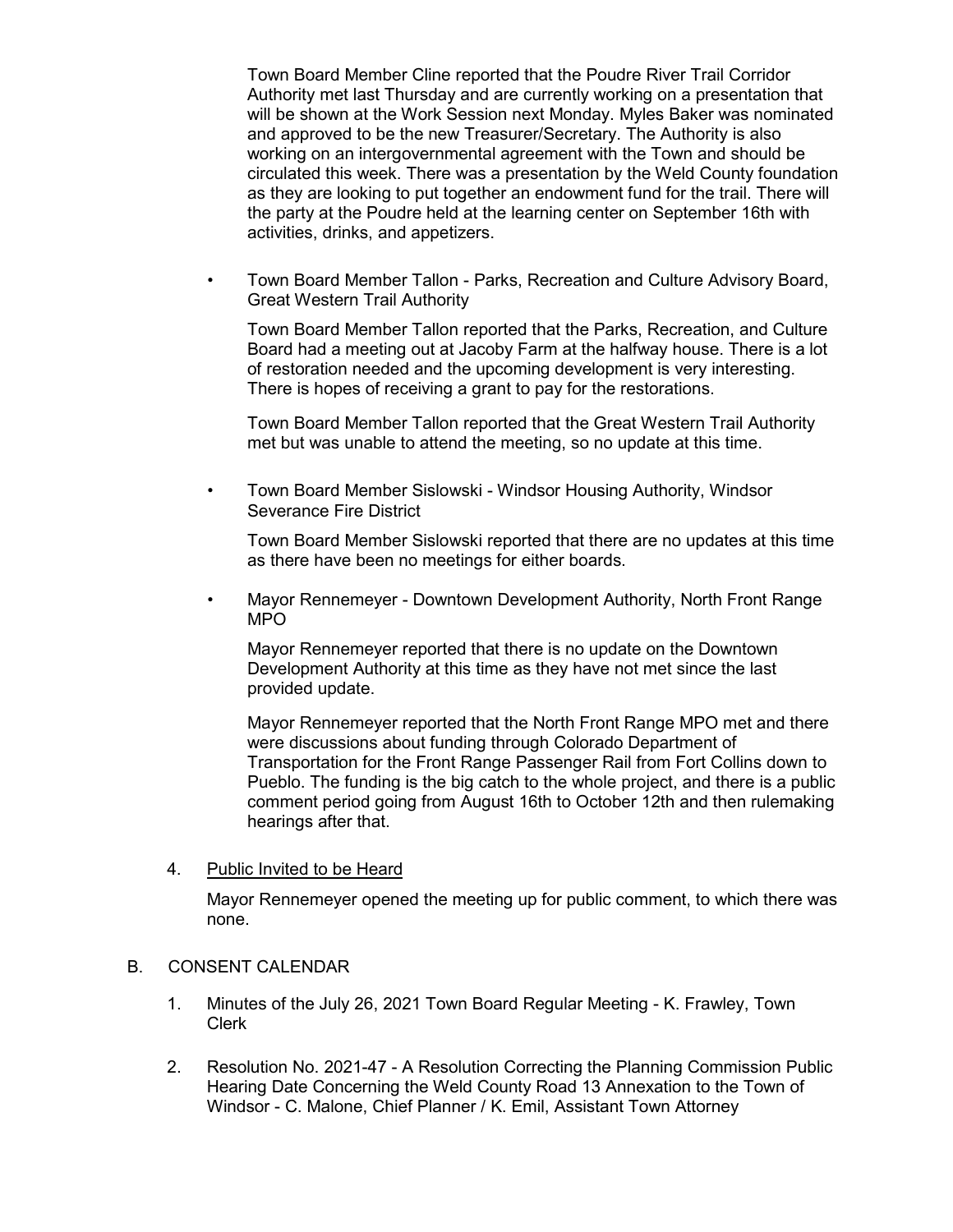Town Board Member Cline reported that the Poudre River Trail Corridor Authority met last Thursday and are currently working on a presentation that will be shown at the Work Session next Monday. Myles Baker was nominated and approved to be the new Treasurer/Secretary. The Authority is also working on an intergovernmental agreement with the Town and should be circulated this week. There was a presentation by the Weld County foundation as they are looking to put together an endowment fund for the trail. There will the party at the Poudre held at the learning center on September 16th with activities, drinks, and appetizers.

- Town Board Member Tallon - Parks, Recreation and Culture Advisory Board, Great Western Trail Authority

  Town Board Member Tallon reported that the Parks, Recreation, and Culture Board had a meeting out at Jacoby Farm at the halfway house. There is a lot of restoration needed and the upcoming development is very interesting. There is hopes of receiving a grant to pay for the restorations.

  Town Board Member Tallon reported that the Great Western Trail Authority met but was unable to attend the meeting, so no update at this time.

- Town Board Member Sislowski - Windsor Housing Authority, Windsor Severance Fire District

  Town Board Member Sislowski reported that there are no updates at this time as there have been no meetings for either boards.

- Mayor Rennemeyer - Downtown Development Authority, North Front Range MPO

  Mayor Rennemeyer reported that there is no update on the Downtown Development Authority at this time as they have not met since the last provided update.

  Mayor Rennemeyer reported that the North Front Range MPO met and there were discussions about funding through Colorado Department of Transportation for the Front Range Passenger Rail from Fort Collins down to Pueblo. The funding is the big catch to the whole project, and there is a public comment period going from August 16th to October 12th and then rulemaking hearings after that.

4. <u>Public Invited to be Heard</u>

   Mayor Rennemeyer opened the meeting up for public comment, to which there was none.

B. CONSENT CALENDAR

1. Minutes of the July 26, 2021 Town Board Regular Meeting - K. Frawley, Town Clerk

2. Resolution No. 2021-47 - A Resolution Correcting the Planning Commission Public Hearing Date Concerning the Weld County Road 13 Annexation to the Town of Windsor - C. Malone, Chief Planner / K. Emil, Assistant Town Attorney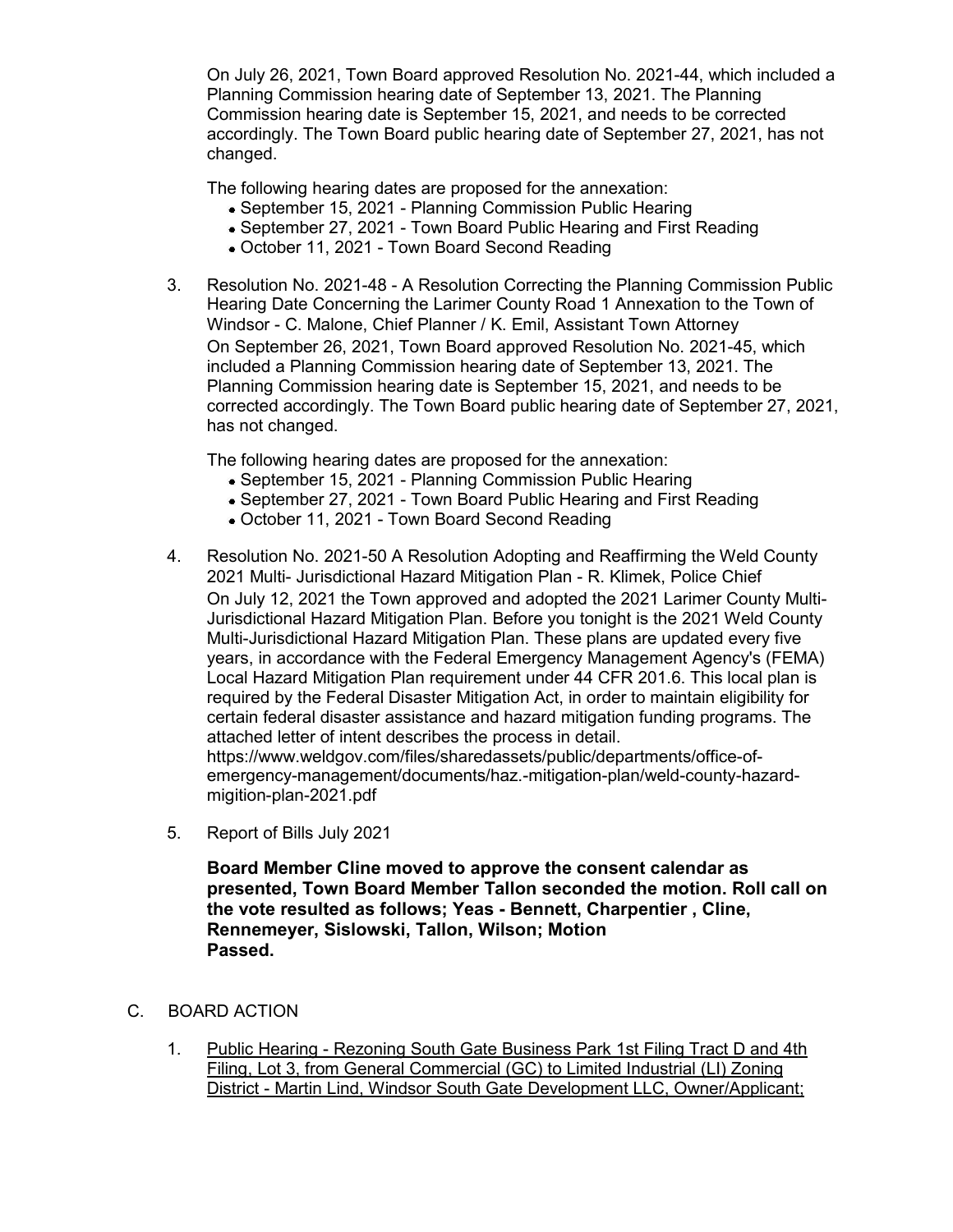On July 26, 2021, Town Board approved Resolution No. 2021-44, which included a Planning Commission hearing date of September 13, 2021. The Planning Commission hearing date is September 15, 2021, and needs to be corrected accordingly. The Town Board public hearing date of September 27, 2021, has not changed.

The following hearing dates are proposed for the annexation:

- September 15, 2021 - Planning Commission Public Hearing
- September 27, 2021 - Town Board Public Hearing and First Reading
- October 11, 2021 - Town Board Second Reading

3. Resolution No. 2021-48 - A Resolution Correcting the Planning Commission Public Hearing Date Concerning the Larimer County Road 1 Annexation to the Town of Windsor - C. Malone, Chief Planner / K. Emil, Assistant Town Attorney

   On September 26, 2021, Town Board approved Resolution No. 2021-45, which included a Planning Commission hearing date of September 13, 2021. The Planning Commission hearing date is September 15, 2021, and needs to be corrected accordingly. The Town Board public hearing date of September 27, 2021, has not changed.

   The following hearing dates are proposed for the annexation:

   - September 15, 2021 - Planning Commission Public Hearing
   - September 27, 2021 - Town Board Public Hearing and First Reading
   - October 11, 2021 - Town Board Second Reading

4. Resolution No. 2021-50 A Resolution Adopting and Reaffirming the Weld County 2021 Multi- Jurisdictional Hazard Mitigation Plan - R. Klimek, Police Chief

   On July 12, 2021 the Town approved and adopted the 2021 Larimer County Multi-Jurisdictional Hazard Mitigation Plan. Before you tonight is the 2021 Weld County Multi-Jurisdictional Hazard Mitigation Plan. These plans are updated every five years, in accordance with the Federal Emergency Management Agency's (FEMA) Local Hazard Mitigation Plan requirement under 44 CFR 201.6. This local plan is required by the Federal Disaster Mitigation Act, in order to maintain eligibility for certain federal disaster assistance and hazard mitigation funding programs. The attached letter of intent describes the process in detail.
   https://www.weldgov.com/files/sharedassets/public/departments/office-of-emergency-management/documents/haz.-mitigation-plan/weld-county-hazard-migition-plan-2021.pdf

5. Report of Bills July 2021

   **Board Member Cline moved to approve the consent calendar as presented, Town Board Member Tallon seconded the motion. Roll call on the vote resulted as follows; Yeas - Bennett, Charpentier , Cline, Rennemeyer, Sislowski, Tallon, Wilson; Motion Passed.**

C. BOARD ACTION

1. Public Hearing - Rezoning South Gate Business Park 1st Filing Tract D and 4th Filing, Lot 3, from General Commercial (GC) to Limited Industrial (LI) Zoning District - Martin Lind, Windsor South Gate Development LLC, Owner/Applicant;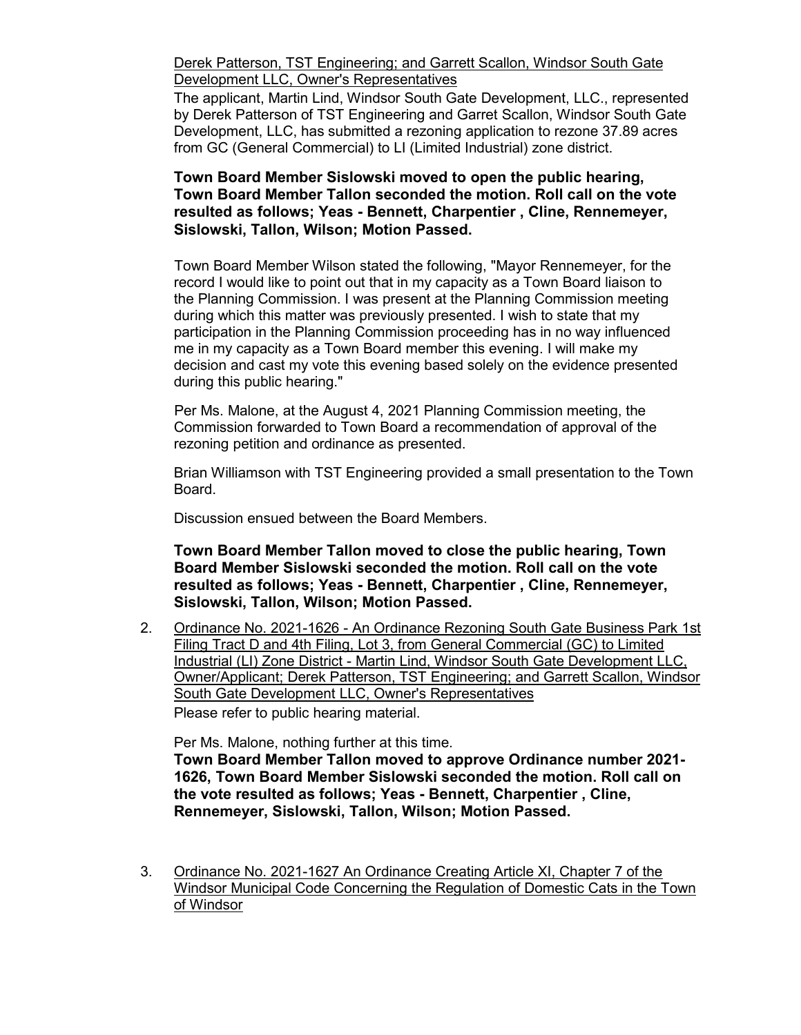Derek Patterson, TST Engineering; and Garrett Scallon, Windsor South Gate Development LLC, Owner's Representatives

The applicant, Martin Lind, Windsor South Gate Development, LLC., represented by Derek Patterson of TST Engineering and Garret Scallon, Windsor South Gate Development, LLC, has submitted a rezoning application to rezone 37.89 acres from GC (General Commercial) to LI (Limited Industrial) zone district.

**Town Board Member Sislowski moved to open the public hearing, Town Board Member Tallon seconded the motion. Roll call on the vote resulted as follows; Yeas - Bennett, Charpentier , Cline, Rennemeyer, Sislowski, Tallon, Wilson; Motion Passed.**

Town Board Member Wilson stated the following, "Mayor Rennemeyer, for the record I would like to point out that in my capacity as a Town Board liaison to the Planning Commission. I was present at the Planning Commission meeting during which this matter was previously presented. I wish to state that my participation in the Planning Commission proceeding has in no way influenced me in my capacity as a Town Board member this evening. I will make my decision and cast my vote this evening based solely on the evidence presented during this public hearing."

Per Ms. Malone, at the August 4, 2021 Planning Commission meeting, the Commission forwarded to Town Board a recommendation of approval of the rezoning petition and ordinance as presented.

Brian Williamson with TST Engineering provided a small presentation to the Town Board.

Discussion ensued between the Board Members.

**Town Board Member Tallon moved to close the public hearing, Town Board Member Sislowski seconded the motion. Roll call on the vote resulted as follows; Yeas - Bennett, Charpentier , Cline, Rennemeyer, Sislowski, Tallon, Wilson; Motion Passed.**

2. Ordinance No. 2021-1626 - An Ordinance Rezoning South Gate Business Park 1st Filing Tract D and 4th Filing, Lot 3, from General Commercial (GC) to Limited Industrial (LI) Zone District - Martin Lind, Windsor South Gate Development LLC, Owner/Applicant; Derek Patterson, TST Engineering; and Garrett Scallon, Windsor South Gate Development LLC, Owner's Representatives

   Please refer to public hearing material.

   Per Ms. Malone, nothing further at this time.

   **Town Board Member Tallon moved to approve Ordinance number 2021-1626, Town Board Member Sislowski seconded the motion. Roll call on the vote resulted as follows; Yeas - Bennett, Charpentier , Cline, Rennemeyer, Sislowski, Tallon, Wilson; Motion Passed.**

3. Ordinance No. 2021-1627 An Ordinance Creating Article XI, Chapter 7 of the Windsor Municipal Code Concerning the Regulation of Domestic Cats in the Town of Windsor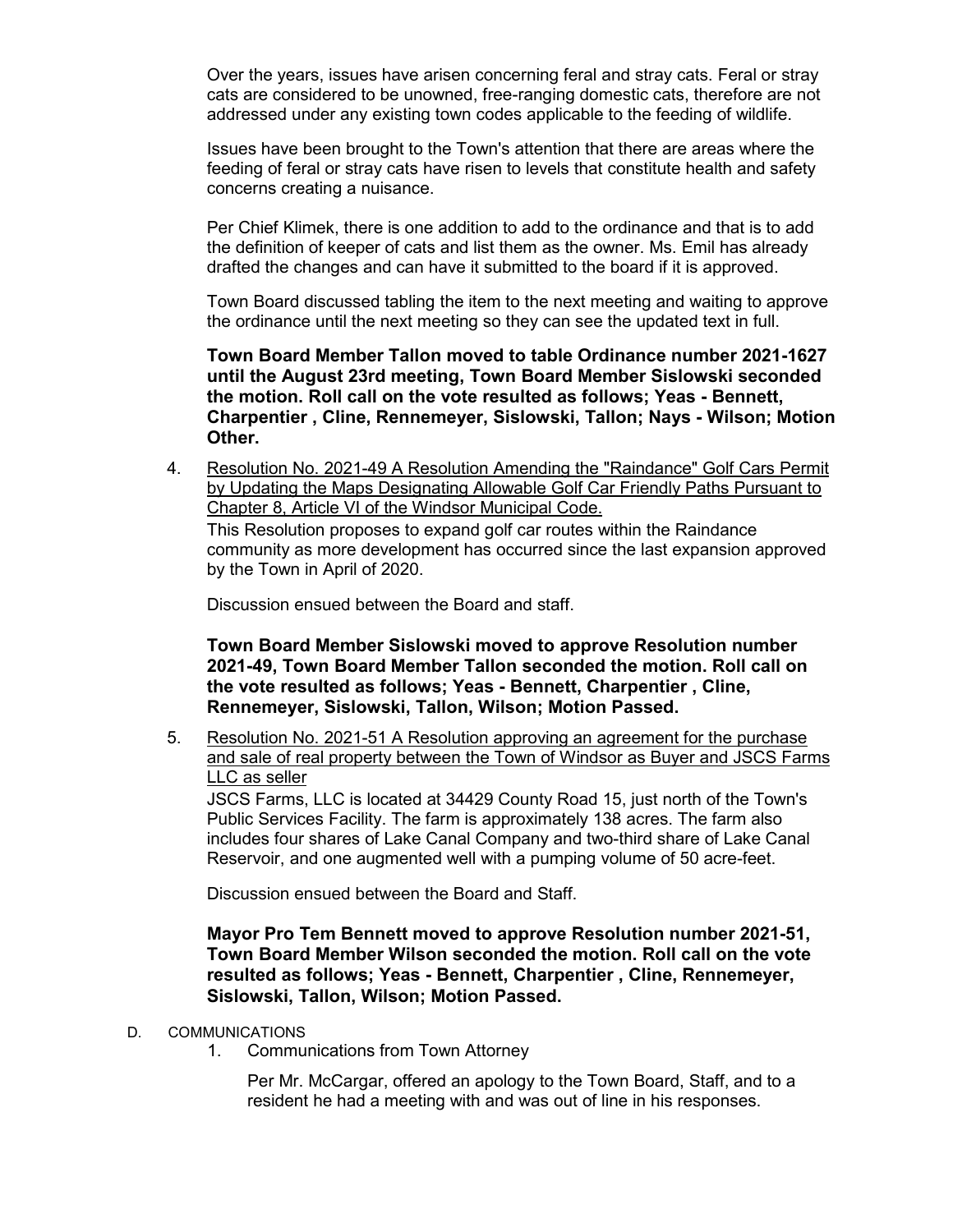Over the years, issues have arisen concerning feral and stray cats. Feral or stray cats are considered to be unowned, free-ranging domestic cats, therefore are not addressed under any existing town codes applicable to the feeding of wildlife.

Issues have been brought to the Town's attention that there are areas where the feeding of feral or stray cats have risen to levels that constitute health and safety concerns creating a nuisance.

Per Chief Klimek, there is one addition to add to the ordinance and that is to add the definition of keeper of cats and list them as the owner. Ms. Emil has already drafted the changes and can have it submitted to the board if it is approved.

Town Board discussed tabling the item to the next meeting and waiting to approve the ordinance until the next meeting so they can see the updated text in full.

**Town Board Member Tallon moved to table Ordinance number 2021-1627 until the August 23rd meeting, Town Board Member Sislowski seconded the motion. Roll call on the vote resulted as follows; Yeas - Bennett, Charpentier , Cline, Rennemeyer, Sislowski, Tallon; Nays - Wilson; Motion Other.**

4. Resolution No. 2021-49 A Resolution Amending the "Raindance" Golf Cars Permit by Updating the Maps Designating Allowable Golf Car Friendly Paths Pursuant to Chapter 8, Article VI of the Windsor Municipal Code.

   This Resolution proposes to expand golf car routes within the Raindance community as more development has occurred since the last expansion approved by the Town in April of 2020.

   Discussion ensued between the Board and staff.

   **Town Board Member Sislowski moved to approve Resolution number 2021-49, Town Board Member Tallon seconded the motion. Roll call on the vote resulted as follows; Yeas - Bennett, Charpentier , Cline, Rennemeyer, Sislowski, Tallon, Wilson; Motion Passed.**

5. Resolution No. 2021-51 A Resolution approving an agreement for the purchase and sale of real property between the Town of Windsor as Buyer and JSCS Farms LLC as seller

   JSCS Farms, LLC is located at 34429 County Road 15, just north of the Town's Public Services Facility. The farm is approximately 138 acres. The farm also includes four shares of Lake Canal Company and two-third share of Lake Canal Reservoir, and one augmented well with a pumping volume of 50 acre-feet.

   Discussion ensued between the Board and Staff.

   **Mayor Pro Tem Bennett moved to approve Resolution number 2021-51, Town Board Member Wilson seconded the motion. Roll call on the vote resulted as follows; Yeas - Bennett, Charpentier , Cline, Rennemeyer, Sislowski, Tallon, Wilson; Motion Passed.**

D. COMMUNICATIONS

1. Communications from Town Attorney

   Per Mr. McCargar, offered an apology to the Town Board, Staff, and to a resident he had a meeting with and was out of line in his responses.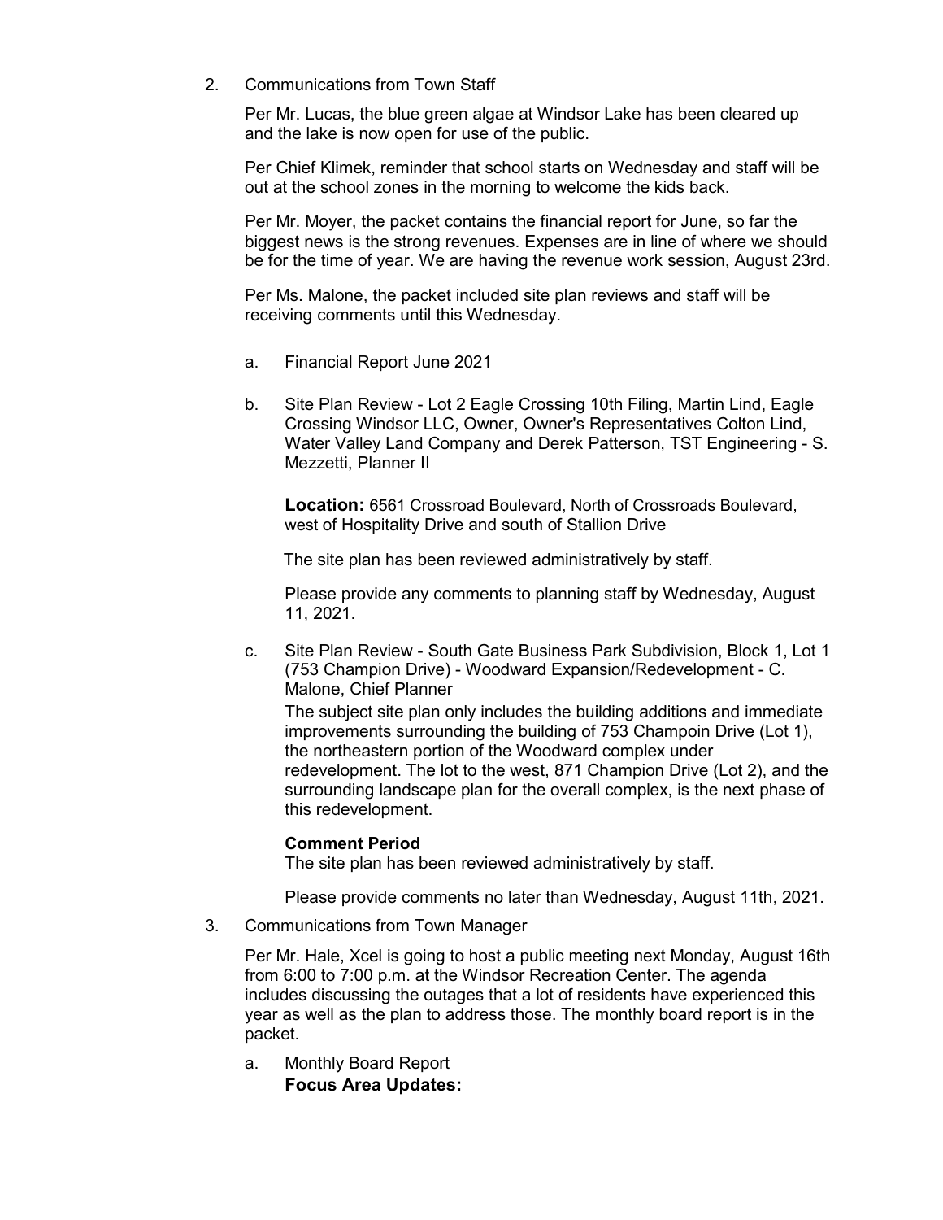2. Communications from Town Staff

   Per Mr. Lucas, the blue green algae at Windsor Lake has been cleared up and the lake is now open for use of the public.

   Per Chief Klimek, reminder that school starts on Wednesday and staff will be out at the school zones in the morning to welcome the kids back.

   Per Mr. Moyer, the packet contains the financial report for June, so far the biggest news is the strong revenues. Expenses are in line of where we should be for the time of year. We are having the revenue work session, August 23rd.

   Per Ms. Malone, the packet included site plan reviews and staff will be receiving comments until this Wednesday.

   a. Financial Report June 2021

   b. Site Plan Review - Lot 2 Eagle Crossing 10th Filing, Martin Lind, Eagle Crossing Windsor LLC, Owner, Owner's Representatives Colton Lind, Water Valley Land Company and Derek Patterson, TST Engineering - S. Mezzetti, Planner II

      **Location:** 6561 Crossroad Boulevard, North of Crossroads Boulevard, west of Hospitality Drive and south of Stallion Drive

      The site plan has been reviewed administratively by staff.

      Please provide any comments to planning staff by Wednesday, August 11, 2021.

   c. Site Plan Review - South Gate Business Park Subdivision, Block 1, Lot 1 (753 Champion Drive) - Woodward Expansion/Redevelopment - C. Malone, Chief Planner

      The subject site plan only includes the building additions and immediate improvements surrounding the building of 753 Champoin Drive (Lot 1), the northeastern portion of the Woodward complex under redevelopment. The lot to the west, 871 Champion Drive (Lot 2), and the surrounding landscape plan for the overall complex, is the next phase of this redevelopment.

      **Comment Period**

      The site plan has been reviewed administratively by staff.

      Please provide comments no later than Wednesday, August 11th, 2021.

3. Communications from Town Manager

   Per Mr. Hale, Xcel is going to host a public meeting next Monday, August 16th from 6:00 to 7:00 p.m. at the Windsor Recreation Center. The agenda includes discussing the outages that a lot of residents have experienced this year as well as the plan to address those. The monthly board report is in the packet.

   a. Monthly Board Report

      **Focus Area Updates:**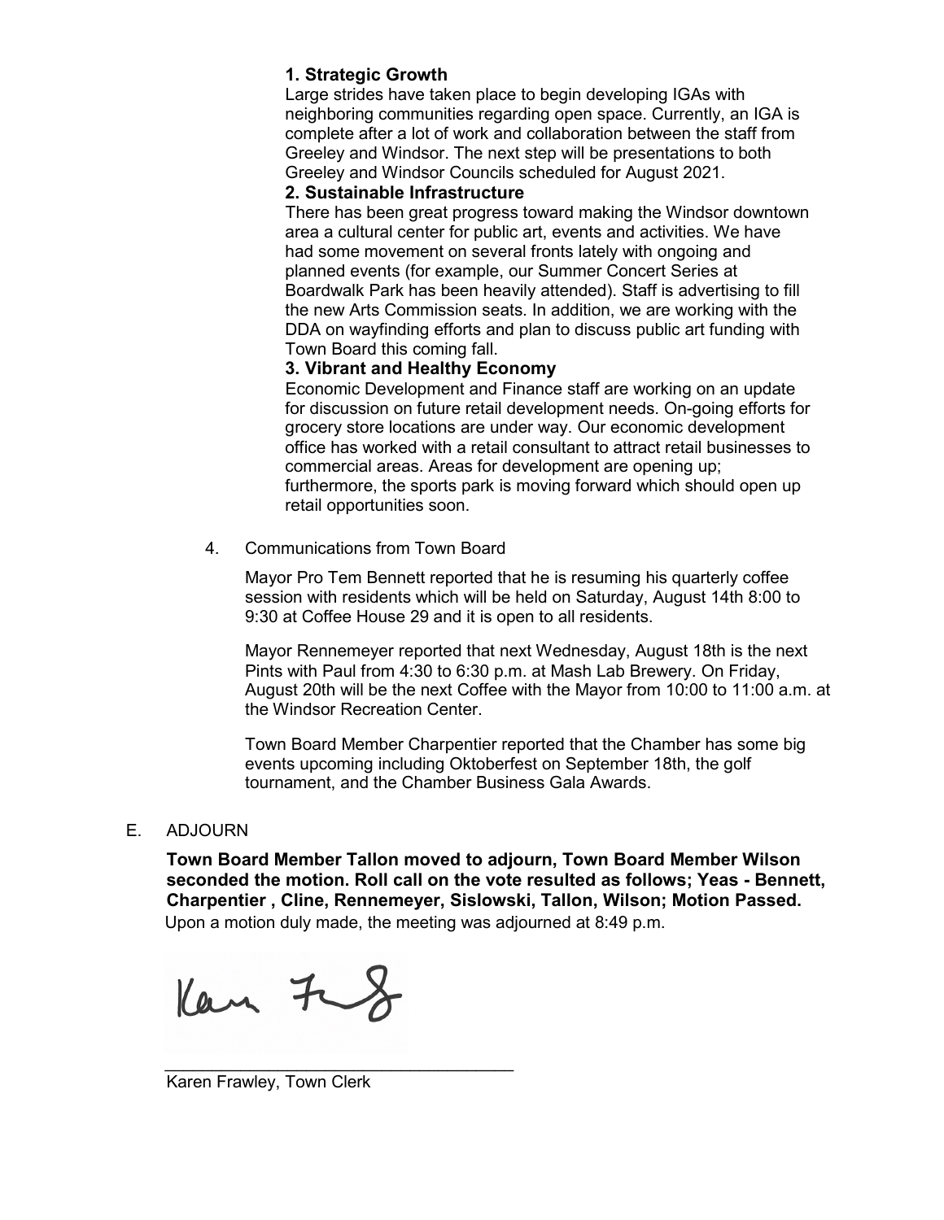**1. Strategic Growth**

Large strides have taken place to begin developing IGAs with neighboring communities regarding open space. Currently, an IGA is complete after a lot of work and collaboration between the staff from Greeley and Windsor. The next step will be presentations to both Greeley and Windsor Councils scheduled for August 2021.

**2. Sustainable Infrastructure**

There has been great progress toward making the Windsor downtown area a cultural center for public art, events and activities. We have had some movement on several fronts lately with ongoing and planned events (for example, our Summer Concert Series at Boardwalk Park has been heavily attended). Staff is advertising to fill the new Arts Commission seats. In addition, we are working with the DDA on wayfinding efforts and plan to discuss public art funding with Town Board this coming fall.

**3. Vibrant and Healthy Economy**

Economic Development and Finance staff are working on an update for discussion on future retail development needs. On-going efforts for grocery store locations are under way. Our economic development office has worked with a retail consultant to attract retail businesses to commercial areas. Areas for development are opening up; furthermore, the sports park is moving forward which should open up retail opportunities soon.

4. Communications from Town Board

Mayor Pro Tem Bennett reported that he is resuming his quarterly coffee session with residents which will be held on Saturday, August 14th 8:00 to 9:30 at Coffee House 29 and it is open to all residents.

Mayor Rennemeyer reported that next Wednesday, August 18th is the next Pints with Paul from 4:30 to 6:30 p.m. at Mash Lab Brewery. On Friday, August 20th will be the next Coffee with the Mayor from 10:00 to 11:00 a.m. at the Windsor Recreation Center.

Town Board Member Charpentier reported that the Chamber has some big events upcoming including Oktoberfest on September 18th, the golf tournament, and the Chamber Business Gala Awards.

E. ADJOURN

**Town Board Member Tallon moved to adjourn, Town Board Member Wilson seconded the motion. Roll call on the vote resulted as follows; Yeas - Bennett, Charpentier , Cline, Rennemeyer, Sislowski, Tallon, Wilson; Motion Passed.**

Upon a motion duly made, the meeting was adjourned at 8:49 p.m.

\_\_\_\_\_\_\_\_\_\_\_\_\_\_\_\_\_\_\_\_\_\_\_\_\_\_\_\_\_\_\_\_\_\_\_\_

Karen Frawley, Town Clerk